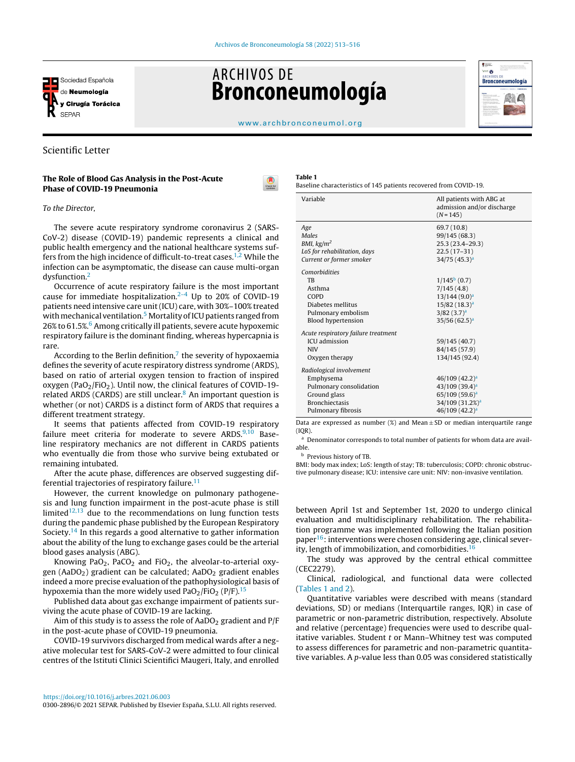Scientific Letter

## The Role of Blood Gas Analysis in the Post-Acute Phase of COVID-19 Pneumonia

*To the Director,*

The severe acute respiratory syndrome coronavirus 2 (SARS-CoV-2) disease (COVID-19) pandemic represents a clinical and public health emergency and the national healthcare systems suffers from the high incidence of difficult-to-treat cases.[1,2] While the infection can be asymptomatic, the disease can cause multi-organ dysfunction.[2]

Occurrence of acute respiratory failure is the most important cause for immediate hospitalization.[2–4] Up to 20% of COVID-19 patients need intensive care unit (ICU) care, with 30%–100% treated with mechanical ventilation.[5] Mortality of ICU patients ranged from 26% to 61.5%.[6] Among critically ill patients, severe acute hypoxemic respiratory failure is the dominant finding, whereas hypercapnia is rare.

According to the Berlin definition,[7] the severity of hypoxaemia defines the severity of acute respiratory distress syndrome (ARDS), based on ratio of arterial oxygen tension to fraction of inspired oxygen ($PaO_2/FiO_2$). Until now, the clinical features of COVID-19-related ARDS (CARDS) are still unclear.[8] An important question is whether (or not) CARDS is a distinct form of ARDS that requires a different treatment strategy.

It seems that patients affected from COVID-19 respiratory failure meet criteria for moderate to severe ARDS.[9,10] Baseline respiratory mechanics are not different in CARDS patients who eventually die from those who survive being extubated or remaining intubated.

After the acute phase, differences are observed suggesting differential trajectories of respiratory failure.[11]

However, the current knowledge on pulmonary pathogenesis and lung function impairment in the post-acute phase is still limited[12,13] due to the recommendations on lung function tests during the pandemic phase published by the European Respiratory Society.[14] In this regards a good alternative to gather information about the ability of the lung to exchange gases could be the arterial blood gases analysis (ABG).

Knowing $PaO_2$, $PaCO_2$ and $FiO_2$, the alveolar-to-arterial oxygen ($AaDO_2$) gradient can be calculated; $AaDO_2$ gradient enables indeed a more precise evaluation of the pathophysiological basis of hypoxemia than the more widely used $PaO_2/FiO_2$ (P/F).[15]

Published data about gas exchange impairment of patients surviving the acute phase of COVID-19 are lacking.

Aim of this study is to assess the role of $AaDO_2$ gradient and P/F in the post-acute phase of COVID-19 pneumonia.

COVID-19 survivors discharged from medical wards after a negative molecular test for SARS-CoV-2 were admitted to four clinical centres of the Istituti Clinici Scientifici Maugeri, Italy, and enrolled between April 1st and September 1st, 2020 to undergo clinical evaluation and multidisciplinary rehabilitation. The rehabilitation programme was implemented following the Italian position paper[16]: interventions were chosen considering age, clinical severity, length of immobilization, and comorbidities.[16]

The study was approved by the central ethical committee (CEC2279).

Clinical, radiological, and functional data were collected (Tables 1 and 2).

Quantitative variables were described with means (standard deviations, SD) or medians (Interquartile ranges, IQR) in case of parametric or non-parametric distribution, respectively. Absolute and relative (percentage) frequencies were used to describe qualitative variables. Student *t* or Mann–Whitney test was computed to assess differences for parametric and non-parametric quantitative variables. A *p*-value less than 0.05 was considered statistically

**Table 1**
Baseline characteristics of 145 patients recovered from COVID-19.

| Variable | All patients with ABG at admission and/or discharge (*N* = 145) |
|---|---|
| *Age* | 69.7 (10.8) |
| *Males* | 99/145 (68.3) |
| *BMI, kg/m²* | 25.3 (23.4–29.3) |
| *LoS for rehabilitation, days* | 22.5 (17–31) |
| *Current or former smoker* | 34/75 (45.3)[a] |
| *Comorbidities* | |
| TB | 1/145[b] (0.7) |
| Asthma | 7/145 (4.8) |
| COPD | 13/144 (9.0)[a] |
| Diabetes mellitus | 15/82 (18.3)[a] |
| Pulmonary embolism | 3/82 (3.7)[a] |
| Blood hypertension | 35/56 (62.5)[a] |
| *Acute respiratory failure treatment* | |
| ICU admission | 59/145 (40.7) |
| NIV | 84/145 (57.9) |
| Oxygen therapy | 134/145 (92.4) |
| *Radiological involvement* | |
| Emphysema | 46/109 (42.2)[a] |
| Pulmonary consolidation | 43/109 (39.4)[a] |
| Ground glass | 65/109 (59.6)[a] |
| Bronchiectasis | 34/109 (31.2%)[a] |
| Pulmonary fibrosis | 46/109 (42.2)[a] |

Data are expressed as number (%) and Mean ± SD or median interquartile range (IQR).

[a] Denominator corresponds to total number of patients for whom data are available.

[b] Previous history of TB.

BMI: body max index; LoS: length of stay; TB: tuberculosis; COPD: chronic obstructive pulmonary disease; ICU: intensive care unit: NIV: non-invasive ventilation.

https://doi.org/10.1016/j.arbres.2021.06.003
0300-2896/© 2021 SEPAR. Published by Elsevier España, S.L.U. All rights reserved.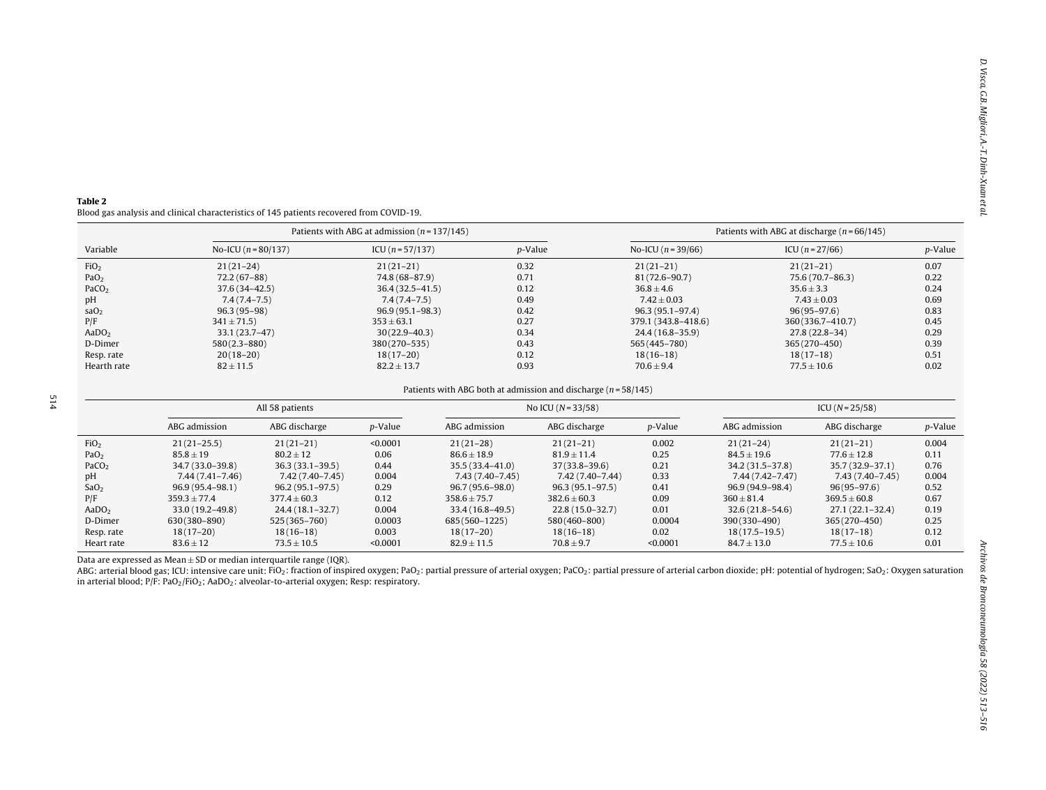**Table 2**
Blood gas analysis and clinical characteristics of 145 patients recovered from COVID-19.

| Variable | Patients with ABG at admission ($n$ = 137/145) | | | Patients with ABG at discharge ($n$ = 66/145) | | |
|---|---|---|---|---|---|---|
| | No-ICU ($n$ = 80/137) | ICU ($n$ = 57/137) | $p$-Value | No-ICU ($n$ = 39/66) | ICU ($n$ = 27/66) | $p$-Value |
| $FiO_2$ | 21 (21–24) | 21 (21–21) | 0.32 | 21 (21–21) | 21 (21–21) | 0.07 |
| $PaO_2$ | 72.2 (67–88) | 74.8 (68–87.9) | 0.71 | 81 (72.6–90.7) | 75.6 (70.7–86.3) | 0.22 |
| $PaCO_2$ | 37.6 (34–42.5) | 36.4 (32.5–41.5) | 0.12 | 36.8 ± 4.6 | 35.6 ± 3.3 | 0.24 |
| pH | 7.4 (7.4–7.5) | 7.4 (7.4–7.5) | 0.49 | 7.42 ± 0.03 | 7.43 ± 0.03 | 0.69 |
| $saO_2$ | 96.3 (95–98) | 96.9 (95.1–98.3) | 0.42 | 96.3 (95.1–97.4) | 96 (95–97.6) | 0.83 |
| P/F | 341 ± 71.5 | 353 ± 63.1 | 0.27 | 379.1 (343.8–418.6) | 360 (336.7–410.7) | 0.45 |
| $AaDO_2$ | 33.1 (23.7–47) | 30 (22.9–40.3) | 0.34 | 24.4 (16.8–35.9) | 27.8 (22.8–34) | 0.29 |
| D-Dimer | 580 (2.3–880) | 380 (270–535) | 0.43 | 565 (445–780) | 365 (270–450) | 0.39 |
| Resp. rate | 20 (18–20) | 18 (17–20) | 0.12 | 18 (16–18) | 18 (17–18) | 0.51 |
| Hearth rate | 82 ± 11.5 | 82.2 ± 13.7 | 0.93 | 70.6 ± 9.4 | 77.5 ± 10.6 | 0.02 |

Patients with ABG both at admission and discharge ($n$ = 58/145)

| | All 58 patients | | | No ICU ($N$ = 33/58) | | | ICU ($N$ = 25/58) | | |
|---|---|---|---|---|---|---|---|---|---|
| | ABG admission | ABG discharge | $p$-Value | ABG admission | ABG discharge | $p$-Value | ABG admission | ABG discharge | $p$-Value |
| $FiO_2$ | 21 (21–25.5) | 21 (21–21) | <0.0001 | 21 (21–28) | 21 (21–21) | 0.002 | 21 (21–24) | 21 (21–21) | 0.004 |
| $PaO_2$ | 85.8 ± 19 | 80.2 ± 12 | 0.06 | 86.6 ± 18.9 | 81.9 ± 11.4 | 0.25 | 84.5 ± 19.6 | 77.6 ± 12.8 | 0.11 |
| $PaCO_2$ | 34.7 (33.0–39.8) | 36.3 (33.1–39.5) | 0.44 | 35.5 (33.4–41.0) | 37 (33.8–39.6) | 0.21 | 34.2 (31.5–37.8) | 35.7 (32.9–37.1) | 0.76 |
| pH | 7.44 (7.41–7.46) | 7.42 (7.40–7.45) | 0.004 | 7.43 (7.40–7.45) | 7.42 (7.40–7.44) | 0.33 | 7.44 (7.42–7.47) | 7.43 (7.40–7.45) | 0.004 |
| $SaO_2$ | 96.9 (95.4–98.1) | 96.2 (95.1–97.5) | 0.29 | 96.7 (95.6–98.0) | 96.3 (95.1–97.5) | 0.41 | 96.9 (94.9–98.4) | 96 (95–97.6) | 0.52 |
| P/F | 359.3 ± 77.4 | 377.4 ± 60.3 | 0.12 | 358.6 ± 75.7 | 382.6 ± 60.3 | 0.09 | 360 ± 81.4 | 369.5 ± 60.8 | 0.67 |
| $AaDO_2$ | 33.0 (19.2–49.8) | 24.4 (18.1–32.7) | 0.004 | 33.4 (16.8–49.5) | 22.8 (15.0–32.7) | 0.01 | 32.6 (21.8–54.6) | 27.1 (22.1–32.4) | 0.19 |
| D-Dimer | 630 (380–890) | 525 (365–760) | 0.0003 | 685 (560–1225) | 580 (460–800) | 0.0004 | 390 (330–490) | 365 (270–450) | 0.25 |
| Resp. rate | 18 (17–20) | 18 (16–18) | 0.003 | 18 (17–20) | 18 (16–18) | 0.02 | 18 (17.5–19.5) | 18 (17–18) | 0.12 |
| Heart rate | 83.6 ± 12 | 73.5 ± 10.5 | <0.0001 | 82.9 ± 11.5 | 70.8 ± 9.7 | <0.0001 | 84.7 ± 13.0 | 77.5 ± 10.6 | 0.01 |

Data are expressed as Mean ± SD or median interquartile range (IQR).

ABG: arterial blood gas; ICU: intensive care unit: $FiO_2$: fraction of inspired oxygen; $PaO_2$: partial pressure of arterial oxygen; $PaCO_2$: partial pressure of arterial carbon dioxide; pH: potential of hydrogen; $SaO_2$: Oxygen saturation in arterial blood; P/F: $PaO_2/FiO_2$; $AaDO_2$: alveolar-to-arterial oxygen; Resp: respiratory.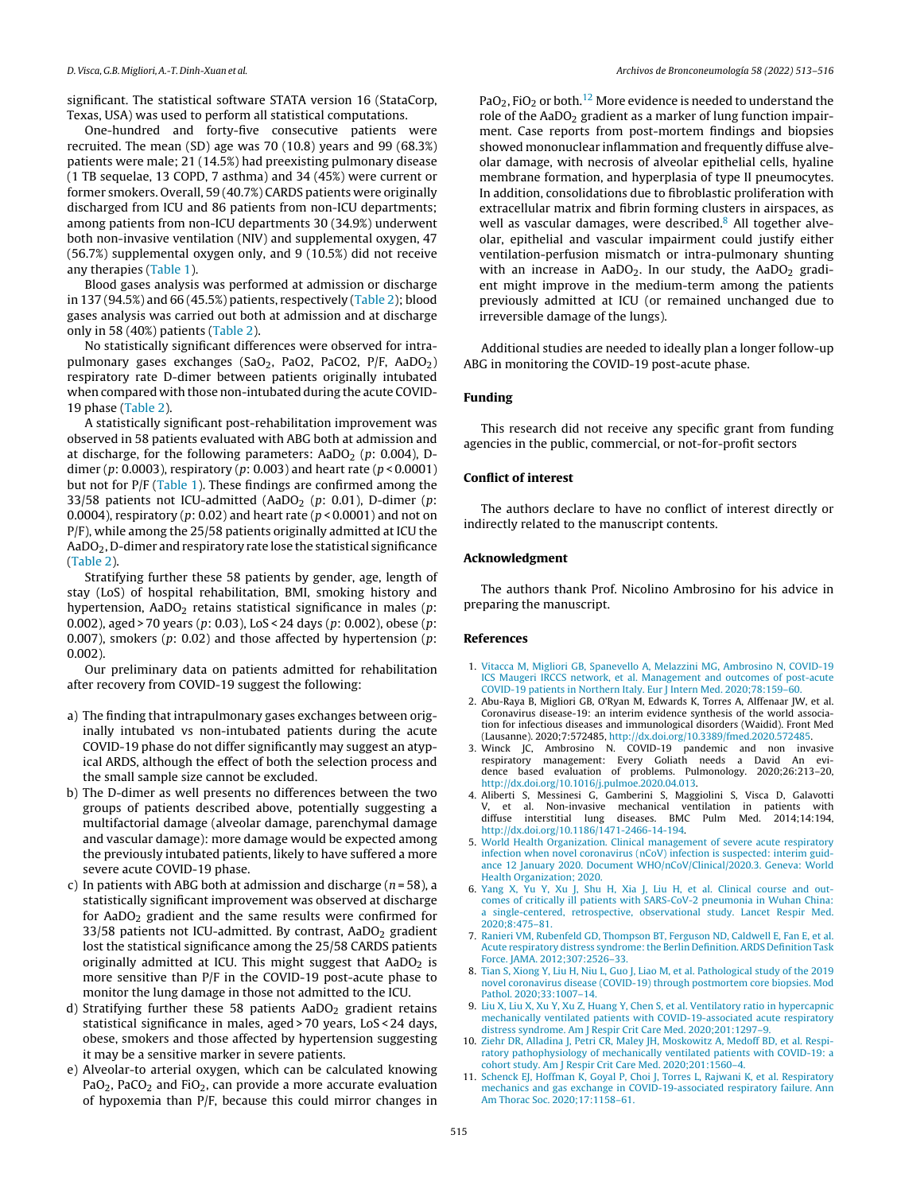significant. The statistical software STATA version 16 (StataCorp, Texas, USA) was used to perform all statistical computations.

One-hundred and forty-five consecutive patients were recruited. The mean (SD) age was 70 (10.8) years and 99 (68.3%) patients were male; 21 (14.5%) had preexisting pulmonary disease (1 TB sequelae, 13 COPD, 7 asthma) and 34 (45%) were current or former smokers. Overall, 59 (40.7%) CARDS patients were originally discharged from ICU and 86 patients from non-ICU departments; among patients from non-ICU departments 30 (34.9%) underwent both non-invasive ventilation (NIV) and supplemental oxygen, 47 (56.7%) supplemental oxygen only, and 9 (10.5%) did not receive any therapies (Table 1).

Blood gases analysis was performed at admission or discharge in 137 (94.5%) and 66 (45.5%) patients, respectively (Table 2); blood gases analysis was carried out both at admission and at discharge only in 58 (40%) patients (Table 2).

No statistically significant differences were observed for intrapulmonary gases exchanges ($SaO_2$, PaO2, PaCO2, P/F, $AaDO_2$) respiratory rate D-dimer between patients originally intubated when compared with those non-intubated during the acute COVID-19 phase (Table 2).

A statistically significant post-rehabilitation improvement was observed in 58 patients evaluated with ABG both at admission and at discharge, for the following parameters: $AaDO_2$ ($p$: 0.004), D-dimer ($p$: 0.0003), respiratory ($p$: 0.003) and heart rate ($p < 0.0001$) but not for P/F (Table 1). These findings are confirmed among the 33/58 patients not ICU-admitted ($AaDO_2$ ($p$: 0.01), D-dimer ($p$: 0.0004), respiratory ($p$: 0.02) and heart rate ($p < 0.0001$) and not on P/F), while among the 25/58 patients originally admitted at ICU the $AaDO_2$, D-dimer and respiratory rate lose the statistical significance (Table 2).

Stratifying further these 58 patients by gender, age, length of stay (LoS) of hospital rehabilitation, BMI, smoking history and hypertension, $AaDO_2$ retains statistical significance in males ($p$: 0.002), aged > 70 years ($p$: 0.03), LoS < 24 days ($p$: 0.002), obese ($p$: 0.007), smokers ($p$: 0.02) and those affected by hypertension ($p$: 0.002).

Our preliminary data on patients admitted for rehabilitation after recovery from COVID-19 suggest the following:

a) The finding that intrapulmonary gases exchanges between originally intubated vs non-intubated patients during the acute COVID-19 phase do not differ significantly may suggest an atypical ARDS, although the effect of both the selection process and the small sample size cannot be excluded.
b) The D-dimer as well presents no differences between the two groups of patients described above, potentially suggesting a multifactorial damage (alveolar damage, parenchymal damage and vascular damage): more damage would be expected among the previously intubated patients, likely to have suffered a more severe acute COVID-19 phase.
c) In patients with ABG both at admission and discharge ($n = 58$), a statistically significant improvement was observed at discharge for $AaDO_2$ gradient and the same results were confirmed for 33/58 patients not ICU-admitted. By contrast, $AaDO_2$ gradient lost the statistical significance among the 25/58 CARDS patients originally admitted at ICU. This might suggest that $AaDO_2$ is more sensitive than P/F in the COVID-19 post-acute phase to monitor the lung damage in those not admitted to the ICU.
d) Stratifying further these 58 patients $AaDO_2$ gradient retains statistical significance in males, aged > 70 years, LoS < 24 days, obese, smokers and those affected by hypertension suggesting it may be a sensitive marker in severe patients.
e) Alveolar-to arterial oxygen, which can be calculated knowing $PaO_2$, $PaCO_2$ and $FiO_2$, can provide a more accurate evaluation of hypoxemia than P/F, because this could mirror changes in $PaO_2$, $FiO_2$ or both.[12] More evidence is needed to understand the role of the $AaDO_2$ gradient as a marker of lung function impairment. Case reports from post-mortem findings and biopsies showed mononuclear inflammation and frequently diffuse alveolar damage, with necrosis of alveolar epithelial cells, hyaline membrane formation, and hyperplasia of type II pneumocytes. In addition, consolidations due to fibroblastic proliferation with extracellular matrix and fibrin forming clusters in airspaces, as well as vascular damages, were described.[8] All together alveolar, epithelial and vascular impairment could justify either ventilation-perfusion mismatch or intra-pulmonary shunting with an increase in $AaDO_2$. In our study, the $AaDO_2$ gradient might improve in the medium-term among the patients previously admitted at ICU (or remained unchanged due to irreversible damage of the lungs).

Additional studies are needed to ideally plan a longer follow-up ABG in monitoring the COVID-19 post-acute phase.

## Funding

This research did not receive any specific grant from funding agencies in the public, commercial, or not-for-profit sectors

## Conflict of interest

The authors declare to have no conflict of interest directly or indirectly related to the manuscript contents.

## Acknowledgment

The authors thank Prof. Nicolino Ambrosino for his advice in preparing the manuscript.

## References

1. Vitacca M, Migliori GB, Spanevello A, Melazzini MG, Ambrosino N, COVID-19 ICS Maugeri IRCCS network, et al. Management and outcomes of post-acute COVID-19 patients in Northern Italy. Eur J Intern Med. 2020;78:159–60.
2. Abu-Raya B, Migliori GB, O'Ryan M, Edwards K, Torres A, Alffenaar JW, et al. Coronavirus disease-19: an interim evidence synthesis of the world association for infectious diseases and immunological disorders (Waidid). Front Med (Lausanne). 2020;7:572485, http://dx.doi.org/10.3389/fmed.2020.572485.
3. Winck JC, Ambrosino N. COVID-19 pandemic and non invasive respiratory management: Every Goliath needs a David An evidence based evaluation of problems. Pulmonology. 2020;26:213–20, http://dx.doi.org/10.1016/j.pulmoe.2020.04.013.
4. Aliberti S, Messinesi G, Gamberini S, Maggiolini S, Visca D, Galavotti V, et al. Non-invasive mechanical ventilation in patients with diffuse interstitial lung diseases. BMC Pulm Med. 2014;14:194, http://dx.doi.org/10.1186/1471-2466-14-194.
5. World Health Organization. Clinical management of severe acute respiratory infection when novel coronavirus (nCoV) infection is suspected: interim guidance 12 January 2020. Document WHO/nCoV/Clinical/2020.3. Geneva: World Health Organization; 2020.
6. Yang X, Yu Y, Xu J, Shu H, Xia J, Liu H, et al. Clinical course and outcomes of critically ill patients with SARS-CoV-2 pneumonia in Wuhan China: a single-centered, retrospective, observational study. Lancet Respir Med. 2020;8:475–81.
7. Ranieri VM, Rubenfeld GD, Thompson BT, Ferguson ND, Caldwell E, Fan E, et al. Acute respiratory distress syndrome: the Berlin Definition. ARDS Definition Task Force. JAMA. 2012;307:2526–33.
8. Tian S, Xiong Y, Liu H, Niu L, Guo J, Liao M, et al. Pathological study of the 2019 novel coronavirus disease (COVID-19) through postmortem core biopsies. Mod Pathol. 2020;33:1007–14.
9. Liu X, Liu X, Xu Y, Xu Z, Huang Y, Chen S, et al. Ventilatory ratio in hypercapnic mechanically ventilated patients with COVID-19-associated acute respiratory distress syndrome. Am J Respir Crit Care Med. 2020;201:1297–9.
10. Ziehr DR, Alladina J, Petri CR, Maley JH, Moskowitz A, Medoff BD, et al. Respiratory pathophysiology of mechanically ventilated patients with COVID-19: a cohort study. Am J Respir Crit Care Med. 2020;201:1560–4.
11. Schenck EJ, Hoffman K, Goyal P, Choi J, Torres L, Rajwani K, et al. Respiratory mechanics and gas exchange in COVID-19-associated respiratory failure. Ann Am Thorac Soc. 2020;17:1158–61.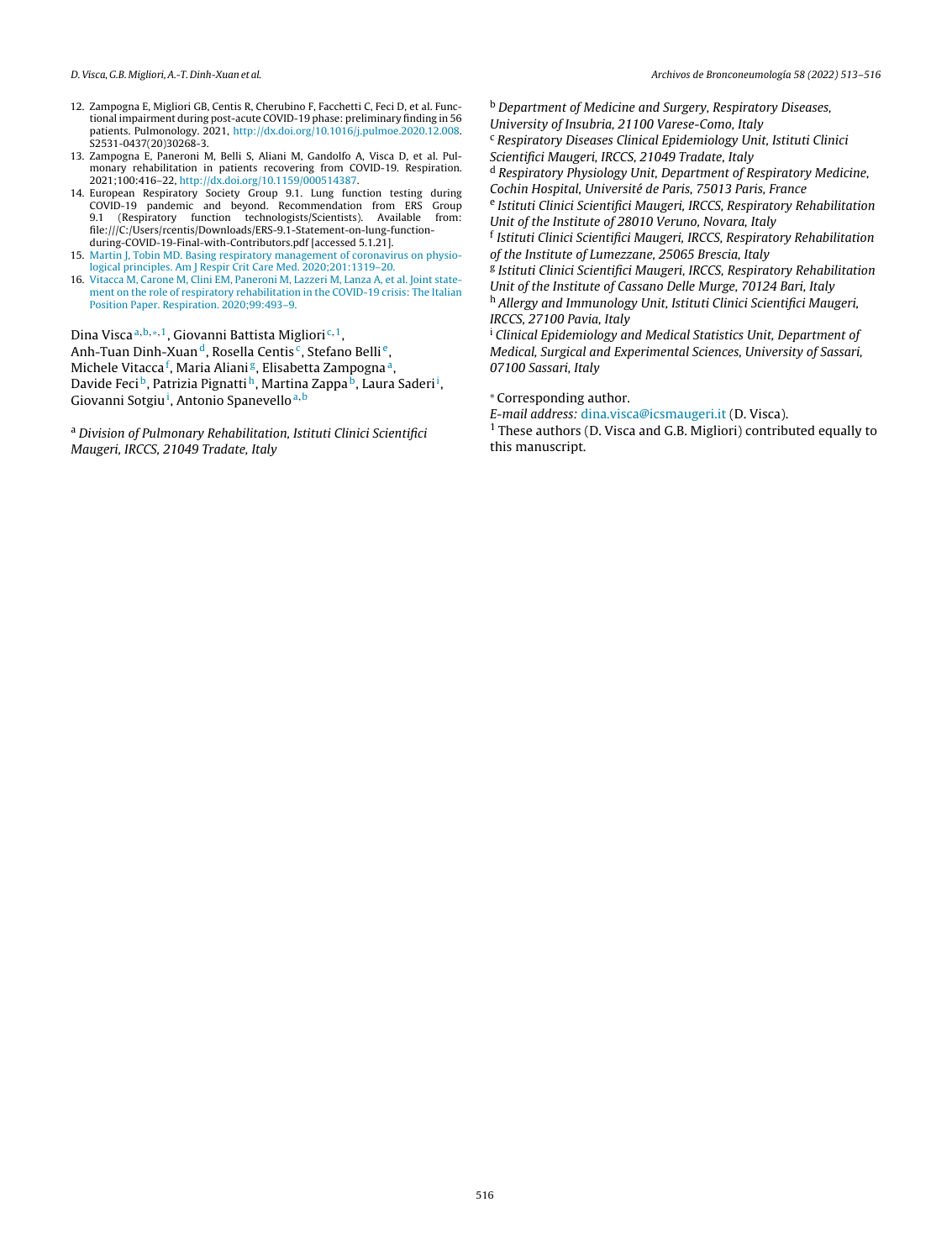12. Zampogna E, Migliori GB, Centis R, Cherubino F, Facchetti C, Feci D, et al. Functional impairment during post-acute COVID-19 phase: preliminary finding in 56 patients. Pulmonology. 2021, http://dx.doi.org/10.1016/j.pulmoe.2020.12.008. S2531-0437(20)30268-3.
13. Zampogna E, Paneroni M, Belli S, Aliani M, Gandolfo A, Visca D, et al. Pulmonary rehabilitation in patients recovering from COVID-19. Respiration. 2021;100:416–22, http://dx.doi.org/10.1159/000514387.
14. European Respiratory Society Group 9.1. Lung function testing during COVID-19 pandemic and beyond. Recommendation from ERS Group 9.1 (Respiratory function technologists/Scientists). Available from: file:///C:/Users/rcentis/Downloads/ERS-9.1-Statement-on-lung-function-during-COVID-19-Final-with-Contributors.pdf [accessed 5.1.21].
15. Martin J, Tobin MD. Basing respiratory management of coronavirus on physiological principles. Am J Respir Crit Care Med. 2020;201:1319–20.
16. Vitacca M, Carone M, Clini EM, Paneroni M, Lazzeri M, Lanza A, et al. Joint statement on the role of respiratory rehabilitation in the COVID-19 crisis: The Italian Position Paper. Respiration. 2020;99:493–9.

Dina Visca[a,b,*,1], Giovanni Battista Migliori[c,1], Anh-Tuan Dinh-Xuan[d], Rosella Centis[c], Stefano Belli[e], Michele Vitacca[f], Maria Aliani[g], Elisabetta Zampogna[a], Davide Feci[b], Patrizia Pignatti[h], Martina Zappa[b], Laura Saderi[i], Giovanni Sotgiu[i], Antonio Spanevello[a,b]

[a] *Division of Pulmonary Rehabilitation, Istituti Clinici Scientifici Maugeri, IRCCS, 21049 Tradate, Italy*

[b] *Department of Medicine and Surgery, Respiratory Diseases, University of Insubria, 21100 Varese-Como, Italy*

[c] *Respiratory Diseases Clinical Epidemiology Unit, Istituti Clinici Scientifici Maugeri, IRCCS, 21049 Tradate, Italy*

[d] *Respiratory Physiology Unit, Department of Respiratory Medicine, Cochin Hospital, Université de Paris, 75013 Paris, France*

[e] *Istituti Clinici Scientifici Maugeri, IRCCS, Respiratory Rehabilitation Unit of the Institute of 28010 Veruno, Novara, Italy*

[f] *Istituti Clinici Scientifici Maugeri, IRCCS, Respiratory Rehabilitation of the Institute of Lumezzane, 25065 Brescia, Italy*

[g] *Istituti Clinici Scientifici Maugeri, IRCCS, Respiratory Rehabilitation Unit of the Institute of Cassano Delle Murge, 70124 Bari, Italy*

[h] *Allergy and Immunology Unit, Istituti Clinici Scientifici Maugeri, IRCCS, 27100 Pavia, Italy*

[i] *Clinical Epidemiology and Medical Statistics Unit, Department of Medical, Surgical and Experimental Sciences, University of Sassari, 07100 Sassari, Italy*

\* Corresponding author.

*E-mail address:* dina.visca@icsmaugeri.it (D. Visca).

[1] These authors (D. Visca and G.B. Migliori) contributed equally to this manuscript.